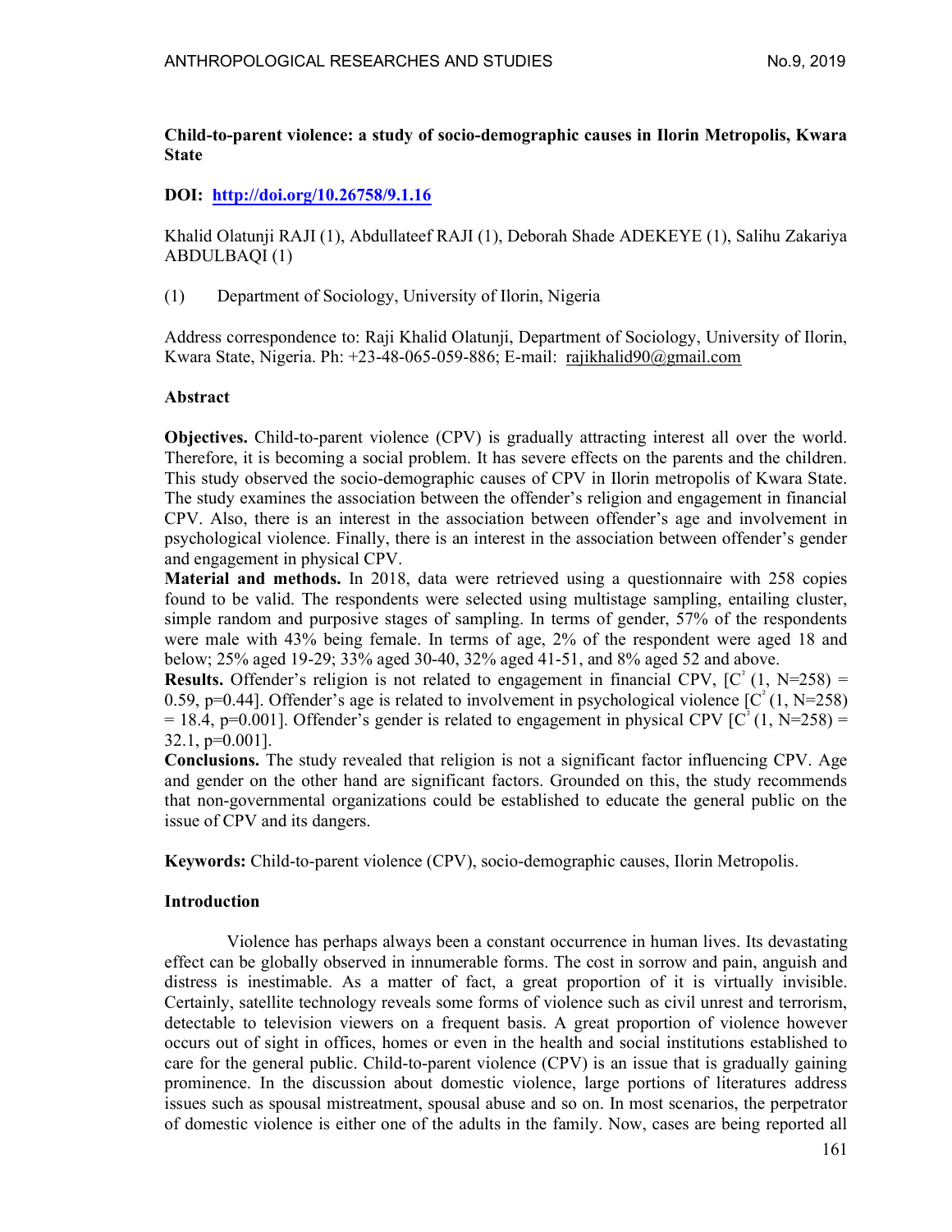# Child-to-parent violence: a study of socio-demographic causes in Ilorin Metropolis, Kwara State

**DOI: http://doi.org/10.26758/9.1.16**

Khalid Olatunji RAJI (1), Abdullateef RAJI (1), Deborah Shade ADEKEYE (1), Salihu Zakariya ABDULBAQI (1)

(1) Department of Sociology, University of Ilorin, Nigeria

Address correspondence to: Raji Khalid Olatunji, Department of Sociology, University of Ilorin, Kwara State, Nigeria. Ph: +23-48-065-059-886; E-mail: rajikhalid90@gmail.com

## Abstract

**Objectives.** Child-to-parent violence (CPV) is gradually attracting interest all over the world. Therefore, it is becoming a social problem. It has severe effects on the parents and the children. This study observed the socio-demographic causes of CPV in Ilorin metropolis of Kwara State. The study examines the association between the offender's religion and engagement in financial CPV. Also, there is an interest in the association between offender's age and involvement in psychological violence. Finally, there is an interest in the association between offender's gender and engagement in physical CPV.

**Material and methods.** In 2018, data were retrieved using a questionnaire with 258 copies found to be valid. The respondents were selected using multistage sampling, entailing cluster, simple random and purposive stages of sampling. In terms of gender, 57% of the respondents were male with 43% being female. In terms of age, 2% of the respondent were aged 18 and below; 25% aged 19-29; 33% aged 30-40, 32% aged 41-51, and 8% aged 52 and above.

**Results.** Offender's religion is not related to engagement in financial CPV, [$C^2$ (1, N=258) = 0.59, p=0.44]. Offender's age is related to involvement in psychological violence [$C^2$ (1, N=258) = 18.4, p=0.001]. Offender's gender is related to engagement in physical CPV [$C^2$ (1, N=258) = 32.1, p=0.001].

**Conclusions.** The study revealed that religion is not a significant factor influencing CPV. Age and gender on the other hand are significant factors. Grounded on this, the study recommends that non-governmental organizations could be established to educate the general public on the issue of CPV and its dangers.

**Keywords:** Child-to-parent violence (CPV), socio-demographic causes, Ilorin Metropolis.

## Introduction

Violence has perhaps always been a constant occurrence in human lives. Its devastating effect can be globally observed in innumerable forms. The cost in sorrow and pain, anguish and distress is inestimable. As a matter of fact, a great proportion of it is virtually invisible. Certainly, satellite technology reveals some forms of violence such as civil unrest and terrorism, detectable to television viewers on a frequent basis. A great proportion of violence however occurs out of sight in offices, homes or even in the health and social institutions established to care for the general public. Child-to-parent violence (CPV) is an issue that is gradually gaining prominence. In the discussion about domestic violence, large portions of literatures address issues such as spousal mistreatment, spousal abuse and so on. In most scenarios, the perpetrator of domestic violence is either one of the adults in the family. Now, cases are being reported all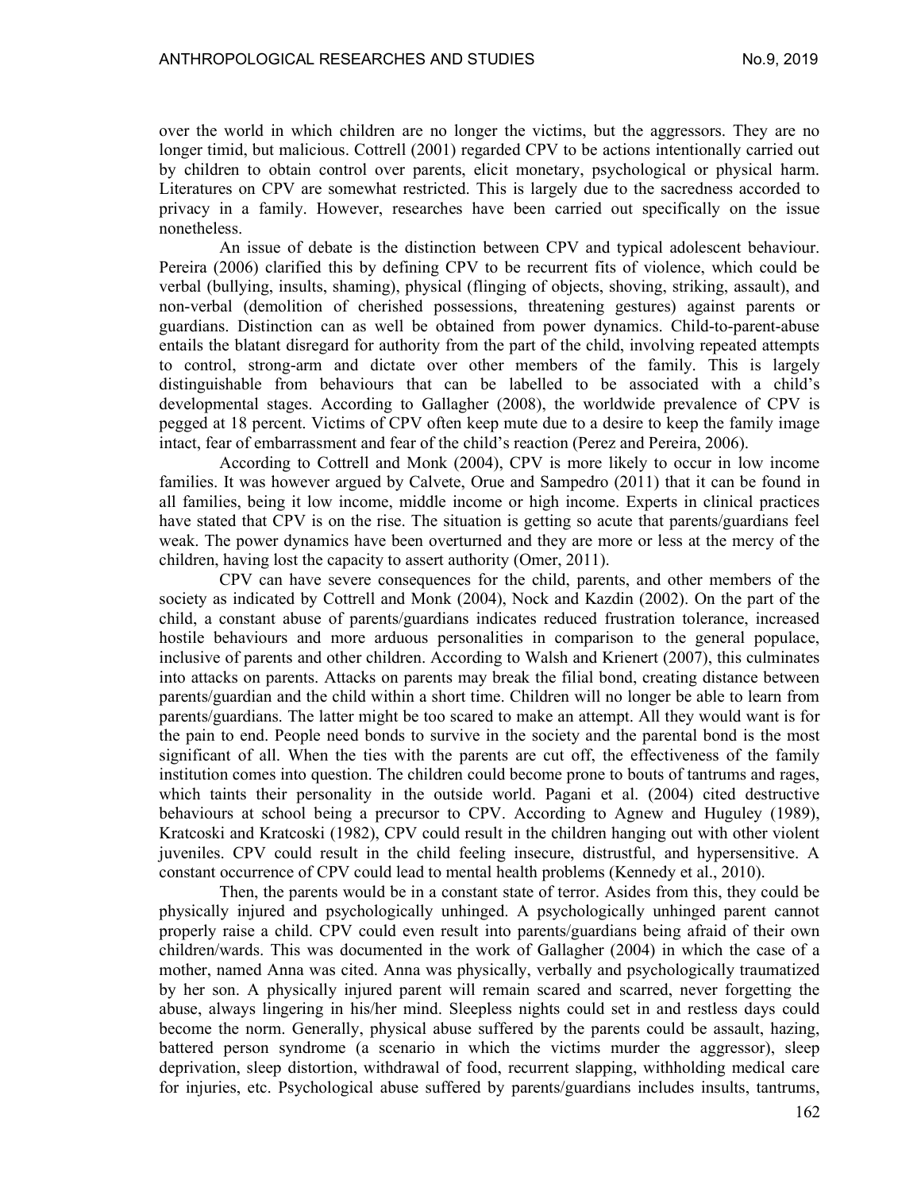over the world in which children are no longer the victims, but the aggressors. They are no longer timid, but malicious. Cottrell (2001) regarded CPV to be actions intentionally carried out by children to obtain control over parents, elicit monetary, psychological or physical harm. Literatures on CPV are somewhat restricted. This is largely due to the sacredness accorded to privacy in a family. However, researches have been carried out specifically on the issue nonetheless.

An issue of debate is the distinction between CPV and typical adolescent behaviour. Pereira (2006) clarified this by defining CPV to be recurrent fits of violence, which could be verbal (bullying, insults, shaming), physical (flinging of objects, shoving, striking, assault), and non-verbal (demolition of cherished possessions, threatening gestures) against parents or guardians. Distinction can as well be obtained from power dynamics. Child-to-parent-abuse entails the blatant disregard for authority from the part of the child, involving repeated attempts to control, strong-arm and dictate over other members of the family. This is largely distinguishable from behaviours that can be labelled to be associated with a child's developmental stages. According to Gallagher (2008), the worldwide prevalence of CPV is pegged at 18 percent. Victims of CPV often keep mute due to a desire to keep the family image intact, fear of embarrassment and fear of the child's reaction (Perez and Pereira, 2006).

According to Cottrell and Monk (2004), CPV is more likely to occur in low income families. It was however argued by Calvete, Orue and Sampedro (2011) that it can be found in all families, being it low income, middle income or high income. Experts in clinical practices have stated that CPV is on the rise. The situation is getting so acute that parents/guardians feel weak. The power dynamics have been overturned and they are more or less at the mercy of the children, having lost the capacity to assert authority (Omer, 2011).

CPV can have severe consequences for the child, parents, and other members of the society as indicated by Cottrell and Monk (2004), Nock and Kazdin (2002). On the part of the child, a constant abuse of parents/guardians indicates reduced frustration tolerance, increased hostile behaviours and more arduous personalities in comparison to the general populace, inclusive of parents and other children. According to Walsh and Krienert (2007), this culminates into attacks on parents. Attacks on parents may break the filial bond, creating distance between parents/guardian and the child within a short time. Children will no longer be able to learn from parents/guardians. The latter might be too scared to make an attempt. All they would want is for the pain to end. People need bonds to survive in the society and the parental bond is the most significant of all. When the ties with the parents are cut off, the effectiveness of the family institution comes into question. The children could become prone to bouts of tantrums and rages, which taints their personality in the outside world. Pagani et al. (2004) cited destructive behaviours at school being a precursor to CPV. According to Agnew and Huguley (1989), Kratcoski and Kratcoski (1982), CPV could result in the children hanging out with other violent juveniles. CPV could result in the child feeling insecure, distrustful, and hypersensitive. A constant occurrence of CPV could lead to mental health problems (Kennedy et al., 2010).

Then, the parents would be in a constant state of terror. Asides from this, they could be physically injured and psychologically unhinged. A psychologically unhinged parent cannot properly raise a child. CPV could even result into parents/guardians being afraid of their own children/wards. This was documented in the work of Gallagher (2004) in which the case of a mother, named Anna was cited. Anna was physically, verbally and psychologically traumatized by her son. A physically injured parent will remain scared and scarred, never forgetting the abuse, always lingering in his/her mind. Sleepless nights could set in and restless days could become the norm. Generally, physical abuse suffered by the parents could be assault, hazing, battered person syndrome (a scenario in which the victims murder the aggressor), sleep deprivation, sleep distortion, withdrawal of food, recurrent slapping, withholding medical care for injuries, etc. Psychological abuse suffered by parents/guardians includes insults, tantrums,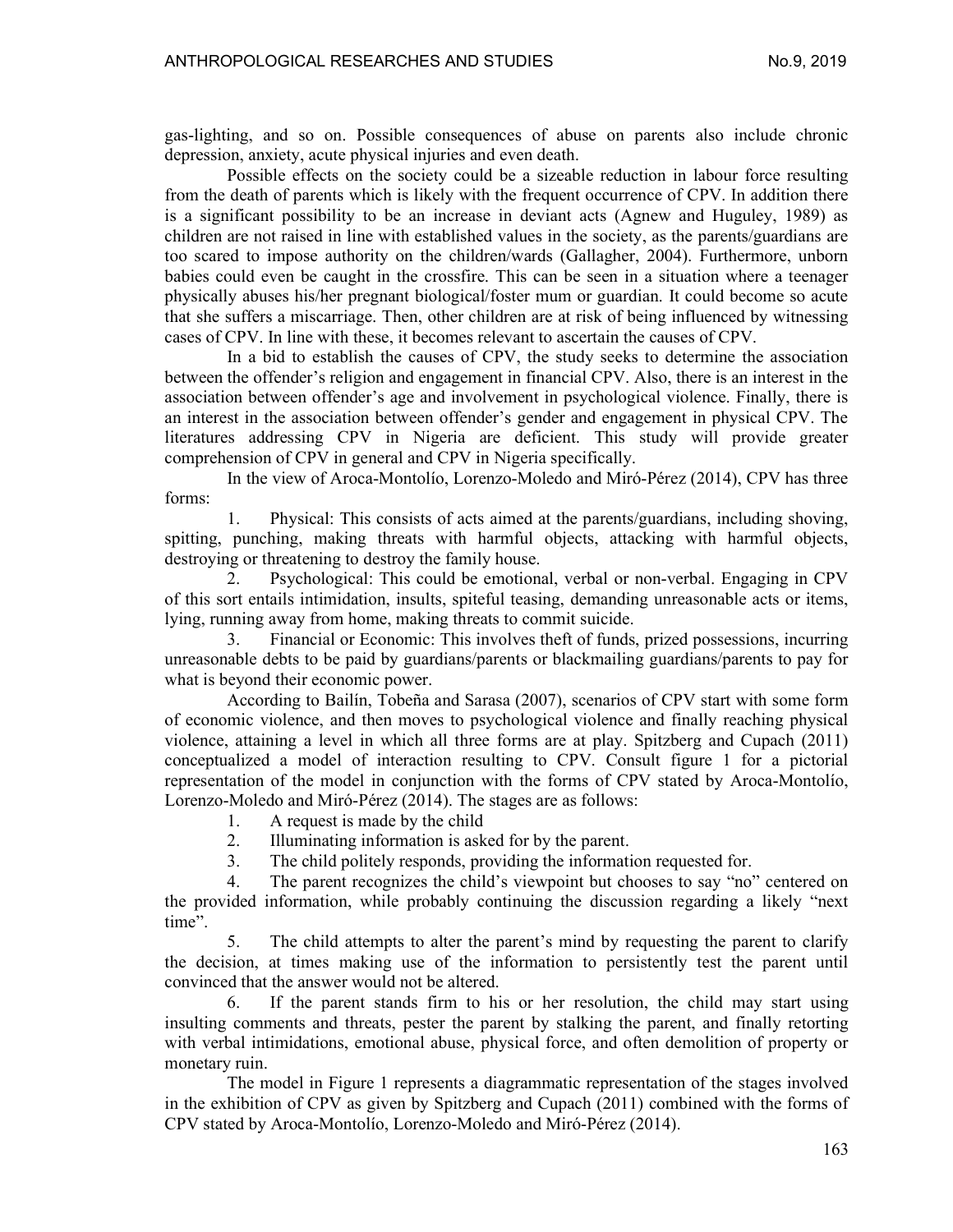gas-lighting, and so on. Possible consequences of abuse on parents also include chronic depression, anxiety, acute physical injuries and even death.

Possible effects on the society could be a sizeable reduction in labour force resulting from the death of parents which is likely with the frequent occurrence of CPV. In addition there is a significant possibility to be an increase in deviant acts (Agnew and Huguley, 1989) as children are not raised in line with established values in the society, as the parents/guardians are too scared to impose authority on the children/wards (Gallagher, 2004). Furthermore, unborn babies could even be caught in the crossfire. This can be seen in a situation where a teenager physically abuses his/her pregnant biological/foster mum or guardian. It could become so acute that she suffers a miscarriage. Then, other children are at risk of being influenced by witnessing cases of CPV. In line with these, it becomes relevant to ascertain the causes of CPV.

In a bid to establish the causes of CPV, the study seeks to determine the association between the offender's religion and engagement in financial CPV. Also, there is an interest in the association between offender's age and involvement in psychological violence. Finally, there is an interest in the association between offender's gender and engagement in physical CPV. The literatures addressing CPV in Nigeria are deficient. This study will provide greater comprehension of CPV in general and CPV in Nigeria specifically.

In the view of Aroca-Montolío, Lorenzo-Moledo and Miró-Pérez (2014), CPV has three forms:

1. Physical: This consists of acts aimed at the parents/guardians, including shoving, spitting, punching, making threats with harmful objects, attacking with harmful objects, destroying or threatening to destroy the family house.
2. Psychological: This could be emotional, verbal or non-verbal. Engaging in CPV of this sort entails intimidation, insults, spiteful teasing, demanding unreasonable acts or items, lying, running away from home, making threats to commit suicide.
3. Financial or Economic: This involves theft of funds, prized possessions, incurring unreasonable debts to be paid by guardians/parents or blackmailing guardians/parents to pay for what is beyond their economic power.

According to Bailín, Tobeña and Sarasa (2007), scenarios of CPV start with some form of economic violence, and then moves to psychological violence and finally reaching physical violence, attaining a level in which all three forms are at play. Spitzberg and Cupach (2011) conceptualized a model of interaction resulting to CPV. Consult figure 1 for a pictorial representation of the model in conjunction with the forms of CPV stated by Aroca-Montolío, Lorenzo-Moledo and Miró-Pérez (2014). The stages are as follows:

1. A request is made by the child
2. Illuminating information is asked for by the parent.
3. The child politely responds, providing the information requested for.
4. The parent recognizes the child's viewpoint but chooses to say "no" centered on the provided information, while probably continuing the discussion regarding a likely "next time".
5. The child attempts to alter the parent's mind by requesting the parent to clarify the decision, at times making use of the information to persistently test the parent until convinced that the answer would not be altered.
6. If the parent stands firm to his or her resolution, the child may start using insulting comments and threats, pester the parent by stalking the parent, and finally retorting with verbal intimidations, emotional abuse, physical force, and often demolition of property or monetary ruin.

The model in Figure 1 represents a diagrammatic representation of the stages involved in the exhibition of CPV as given by Spitzberg and Cupach (2011) combined with the forms of CPV stated by Aroca-Montolío, Lorenzo-Moledo and Miró-Pérez (2014).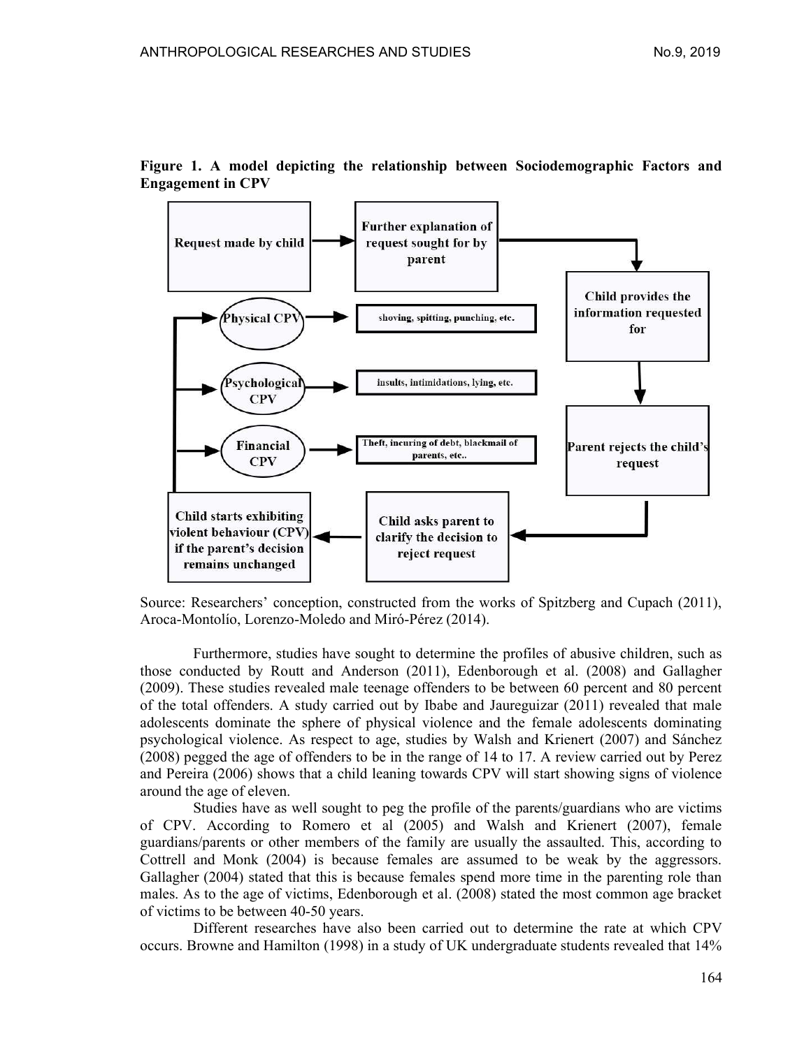**Figure 1. A model depicting the relationship between Sociodemographic Factors and Engagement in CPV**

- Request made by child → Further explanation of request sought for by parent → Child provides the information requested for → Parent rejects the child's request → Child asks parent to clarify the decision to reject request → Child starts exhibiting violent behaviour (CPV) if the parent's decision remains unchanged
  - Physical CPV → shoving, spitting, punching, etc.
  - Psychological CPV → insults, intimidations, lying, etc.
  - Financial CPV → Theft, incuring of debt, blackmail of parents, etc..

Source: Researchers' conception, constructed from the works of Spitzberg and Cupach (2011), Aroca-Montolío, Lorenzo-Moledo and Miró-Pérez (2014).

Furthermore, studies have sought to determine the profiles of abusive children, such as those conducted by Routt and Anderson (2011), Edenborough et al. (2008) and Gallagher (2009). These studies revealed male teenage offenders to be between 60 percent and 80 percent of the total offenders. A study carried out by Ibabe and Jaureguizar (2011) revealed that male adolescents dominate the sphere of physical violence and the female adolescents dominating psychological violence. As respect to age, studies by Walsh and Krienert (2007) and Sánchez (2008) pegged the age of offenders to be in the range of 14 to 17. A review carried out by Perez and Pereira (2006) shows that a child leaning towards CPV will start showing signs of violence around the age of eleven.

Studies have as well sought to peg the profile of the parents/guardians who are victims of CPV. According to Romero et al (2005) and Walsh and Krienert (2007), female guardians/parents or other members of the family are usually the assaulted. This, according to Cottrell and Monk (2004) is because females are assumed to be weak by the aggressors. Gallagher (2004) stated that this is because females spend more time in the parenting role than males. As to the age of victims, Edenborough et al. (2008) stated the most common age bracket of victims to be between 40-50 years.

Different researches have also been carried out to determine the rate at which CPV occurs. Browne and Hamilton (1998) in a study of UK undergraduate students revealed that 14%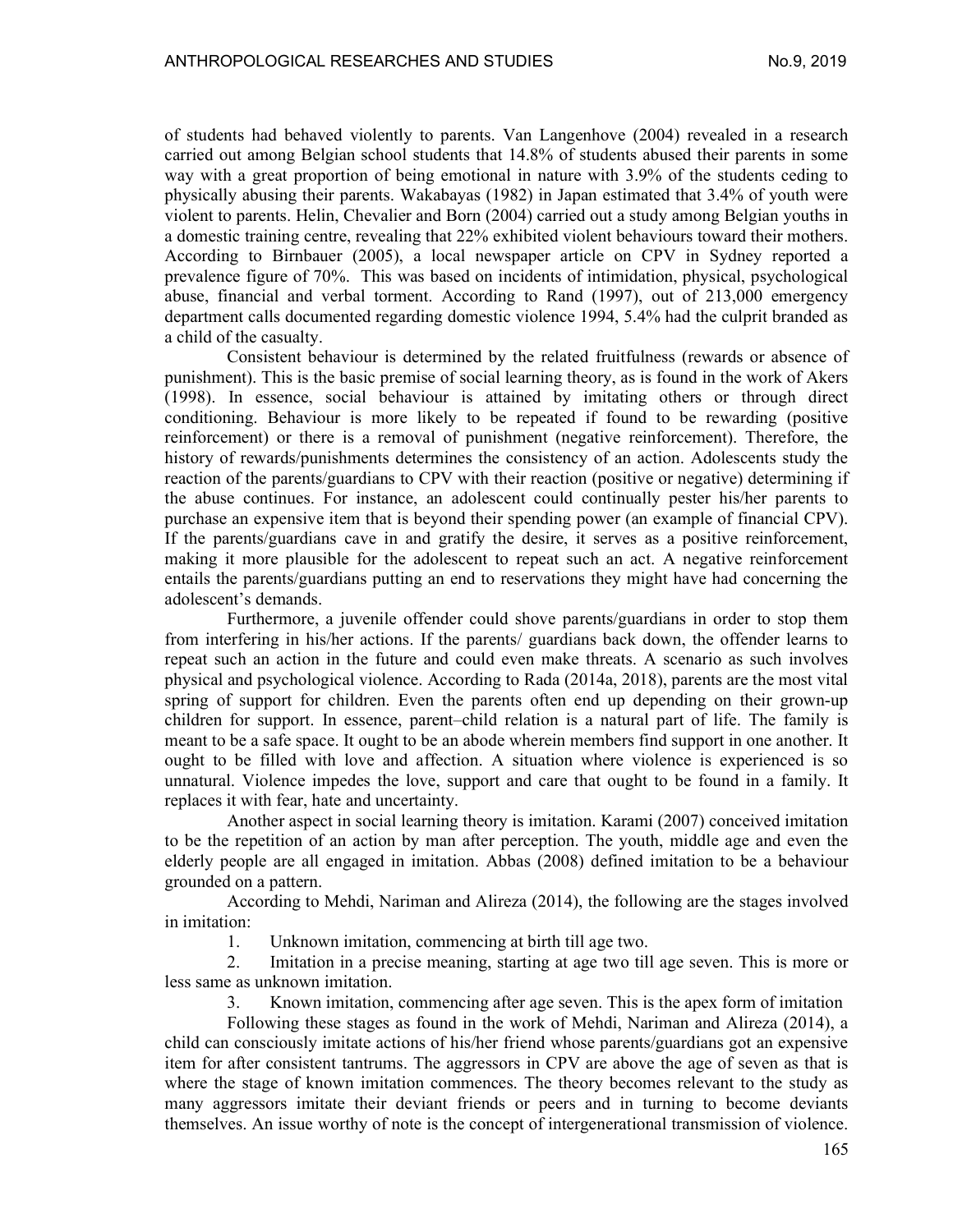of students had behaved violently to parents. Van Langenhove (2004) revealed in a research carried out among Belgian school students that 14.8% of students abused their parents in some way with a great proportion of being emotional in nature with 3.9% of the students ceding to physically abusing their parents. Wakabayas (1982) in Japan estimated that 3.4% of youth were violent to parents. Helin, Chevalier and Born (2004) carried out a study among Belgian youths in a domestic training centre, revealing that 22% exhibited violent behaviours toward their mothers. According to Birnbauer (2005), a local newspaper article on CPV in Sydney reported a prevalence figure of 70%. This was based on incidents of intimidation, physical, psychological abuse, financial and verbal torment. According to Rand (1997), out of 213,000 emergency department calls documented regarding domestic violence 1994, 5.4% had the culprit branded as a child of the casualty.

Consistent behaviour is determined by the related fruitfulness (rewards or absence of punishment). This is the basic premise of social learning theory, as is found in the work of Akers (1998). In essence, social behaviour is attained by imitating others or through direct conditioning. Behaviour is more likely to be repeated if found to be rewarding (positive reinforcement) or there is a removal of punishment (negative reinforcement). Therefore, the history of rewards/punishments determines the consistency of an action. Adolescents study the reaction of the parents/guardians to CPV with their reaction (positive or negative) determining if the abuse continues. For instance, an adolescent could continually pester his/her parents to purchase an expensive item that is beyond their spending power (an example of financial CPV). If the parents/guardians cave in and gratify the desire, it serves as a positive reinforcement, making it more plausible for the adolescent to repeat such an act. A negative reinforcement entails the parents/guardians putting an end to reservations they might have had concerning the adolescent's demands.

Furthermore, a juvenile offender could shove parents/guardians in order to stop them from interfering in his/her actions. If the parents/ guardians back down, the offender learns to repeat such an action in the future and could even make threats. A scenario as such involves physical and psychological violence. According to Rada (2014a, 2018), parents are the most vital spring of support for children. Even the parents often end up depending on their grown-up children for support. In essence, parent–child relation is a natural part of life. The family is meant to be a safe space. It ought to be an abode wherein members find support in one another. It ought to be filled with love and affection. A situation where violence is experienced is so unnatural. Violence impedes the love, support and care that ought to be found in a family. It replaces it with fear, hate and uncertainty.

Another aspect in social learning theory is imitation. Karami (2007) conceived imitation to be the repetition of an action by man after perception. The youth, middle age and even the elderly people are all engaged in imitation. Abbas (2008) defined imitation to be a behaviour grounded on a pattern.

According to Mehdi, Nariman and Alireza (2014), the following are the stages involved in imitation:

1. Unknown imitation, commencing at birth till age two.
2. Imitation in a precise meaning, starting at age two till age seven. This is more or less same as unknown imitation.
3. Known imitation, commencing after age seven. This is the apex form of imitation

Following these stages as found in the work of Mehdi, Nariman and Alireza (2014), a child can consciously imitate actions of his/her friend whose parents/guardians got an expensive item for after consistent tantrums. The aggressors in CPV are above the age of seven as that is where the stage of known imitation commences. The theory becomes relevant to the study as many aggressors imitate their deviant friends or peers and in turning to become deviants themselves. An issue worthy of note is the concept of intergenerational transmission of violence.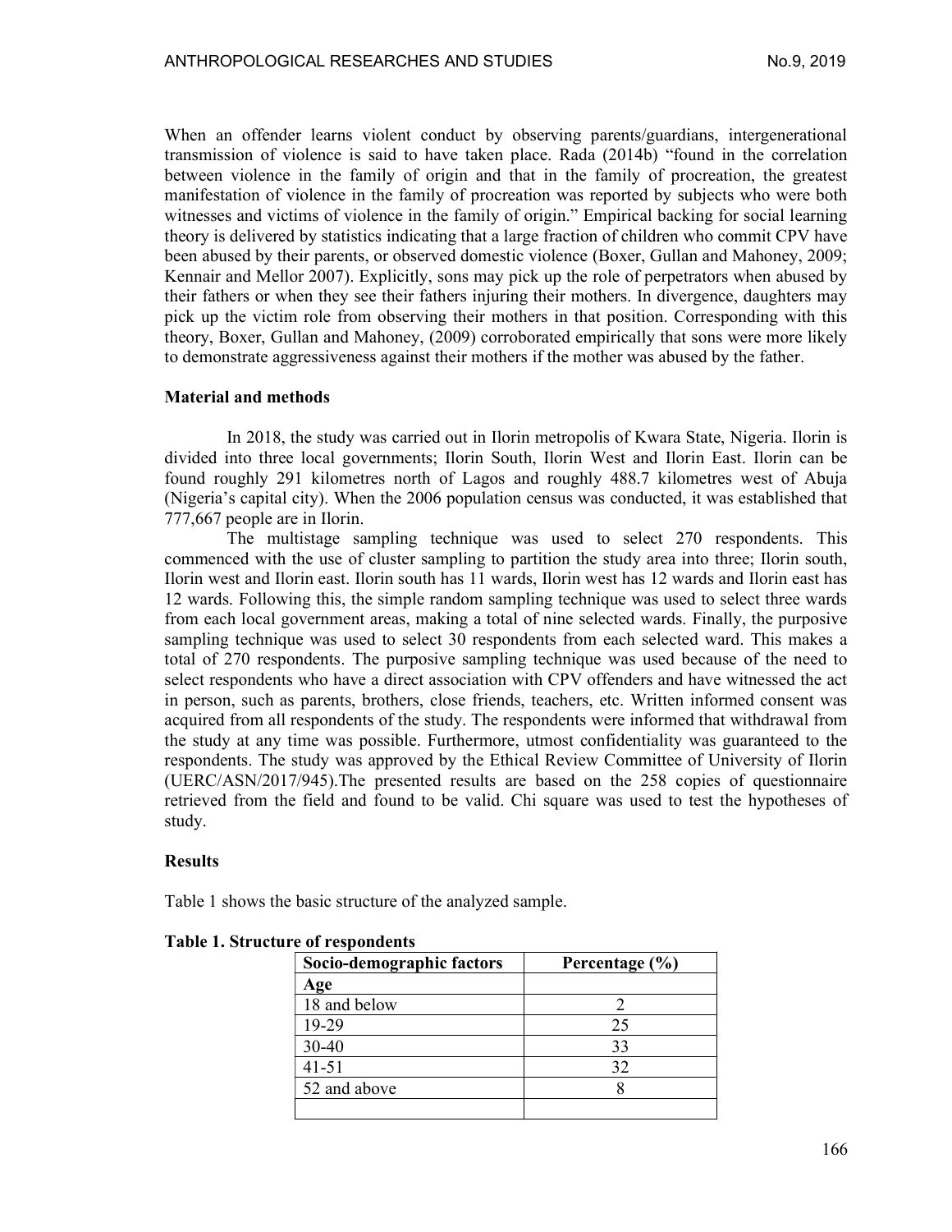When an offender learns violent conduct by observing parents/guardians, intergenerational transmission of violence is said to have taken place. Rada (2014b) "found in the correlation between violence in the family of origin and that in the family of procreation, the greatest manifestation of violence in the family of procreation was reported by subjects who were both witnesses and victims of violence in the family of origin." Empirical backing for social learning theory is delivered by statistics indicating that a large fraction of children who commit CPV have been abused by their parents, or observed domestic violence (Boxer, Gullan and Mahoney, 2009; Kennair and Mellor 2007). Explicitly, sons may pick up the role of perpetrators when abused by their fathers or when they see their fathers injuring their mothers. In divergence, daughters may pick up the victim role from observing their mothers in that position. Corresponding with this theory, Boxer, Gullan and Mahoney, (2009) corroborated empirically that sons were more likely to demonstrate aggressiveness against their mothers if the mother was abused by the father.

## Material and methods

In 2018, the study was carried out in Ilorin metropolis of Kwara State, Nigeria. Ilorin is divided into three local governments; Ilorin South, Ilorin West and Ilorin East. Ilorin can be found roughly 291 kilometres north of Lagos and roughly 488.7 kilometres west of Abuja (Nigeria's capital city). When the 2006 population census was conducted, it was established that 777,667 people are in Ilorin.

The multistage sampling technique was used to select 270 respondents. This commenced with the use of cluster sampling to partition the study area into three; Ilorin south, Ilorin west and Ilorin east. Ilorin south has 11 wards, Ilorin west has 12 wards and Ilorin east has 12 wards. Following this, the simple random sampling technique was used to select three wards from each local government areas, making a total of nine selected wards. Finally, the purposive sampling technique was used to select 30 respondents from each selected ward. This makes a total of 270 respondents. The purposive sampling technique was used because of the need to select respondents who have a direct association with CPV offenders and have witnessed the act in person, such as parents, brothers, close friends, teachers, etc. Written informed consent was acquired from all respondents of the study. The respondents were informed that withdrawal from the study at any time was possible. Furthermore, utmost confidentiality was guaranteed to the respondents. The study was approved by the Ethical Review Committee of University of Ilorin (UERC/ASN/2017/945).The presented results are based on the 258 copies of questionnaire retrieved from the field and found to be valid. Chi square was used to test the hypotheses of study.

## Results

Table 1 shows the basic structure of the analyzed sample.

**Table 1. Structure of respondents**

| Socio-demographic factors | Percentage (%) |
|---|---|
| **Age** | |
| 18 and below | 2 |
| 19-29 | 25 |
| 30-40 | 33 |
| 41-51 | 32 |
| 52 and above | 8 |
| | |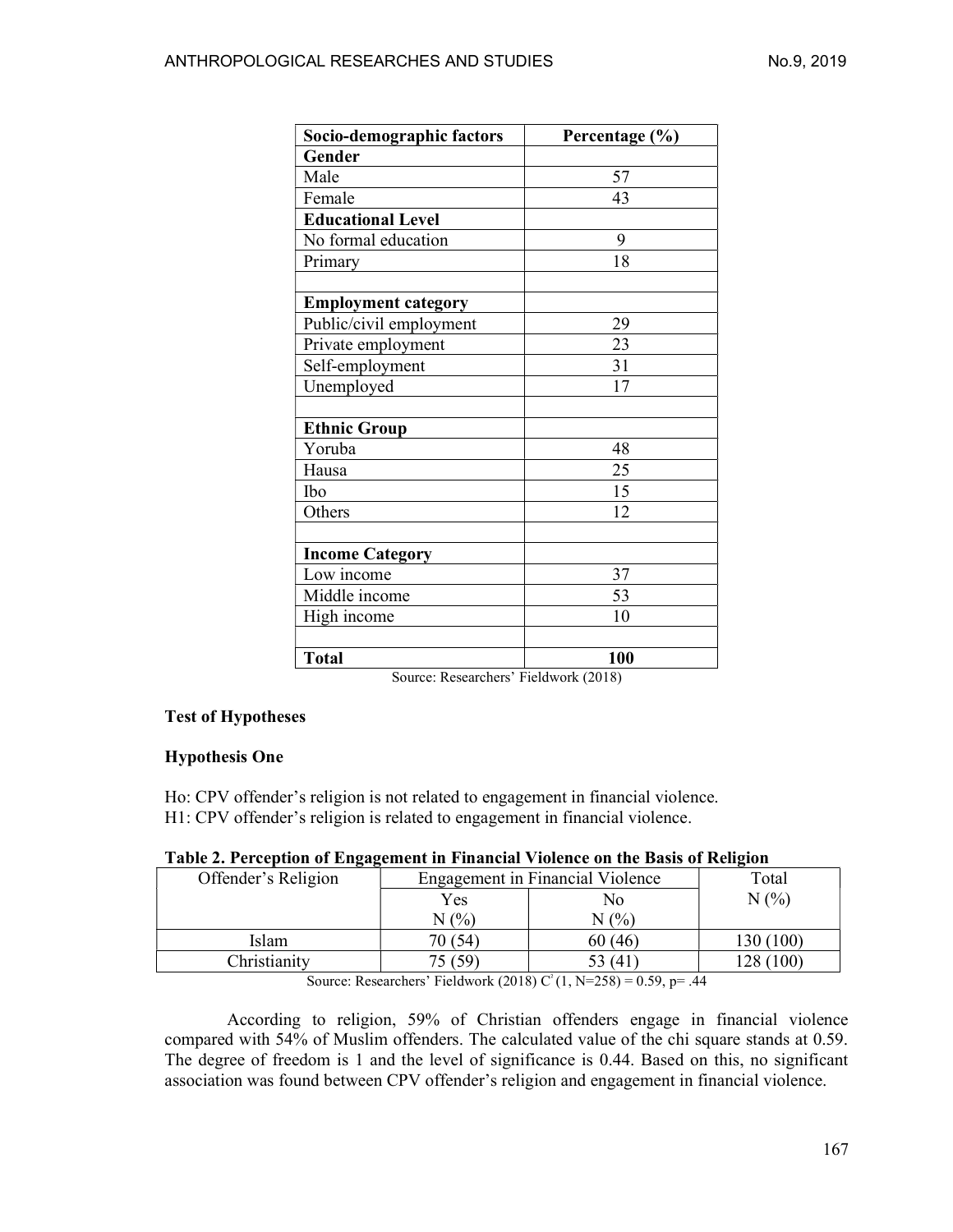| Socio-demographic factors | Percentage (%) |
|---|---|
| **Gender** | |
| Male | 57 |
| Female | 43 |
| **Educational Level** | |
| No formal education | 9 |
| Primary | 18 |
| | |
| **Employment category** | |
| Public/civil employment | 29 |
| Private employment | 23 |
| Self-employment | 31 |
| Unemployed | 17 |
| | |
| **Ethnic Group** | |
| Yoruba | 48 |
| Hausa | 25 |
| Ibo | 15 |
| Others | 12 |
| | |
| **Income Category** | |
| Low income | 37 |
| Middle income | 53 |
| High income | 10 |
| | |
| **Total** | **100** |

Source: Researchers' Fieldwork (2018)

### Test of Hypotheses

### Hypothesis One

Ho: CPV offender's religion is not related to engagement in financial violence.
H1: CPV offender's religion is related to engagement in financial violence.

**Table 2. Perception of Engagement in Financial Violence on the Basis of Religion**

| Offender's Religion | Engagement in Financial Violence | | Total |
|---|---|---|---|
| | Yes N (%) | No N (%) | N (%) |
| Islam | 70 (54) | 60 (46) | 130 (100) |
| Christianity | 75 (59) | 53 (41) | 128 (100) |

Source: Researchers' Fieldwork (2018) $C^2$ (1, N=258) = 0.59, p= .44

According to religion, 59% of Christian offenders engage in financial violence compared with 54% of Muslim offenders. The calculated value of the chi square stands at 0.59. The degree of freedom is 1 and the level of significance is 0.44. Based on this, no significant association was found between CPV offender's religion and engagement in financial violence.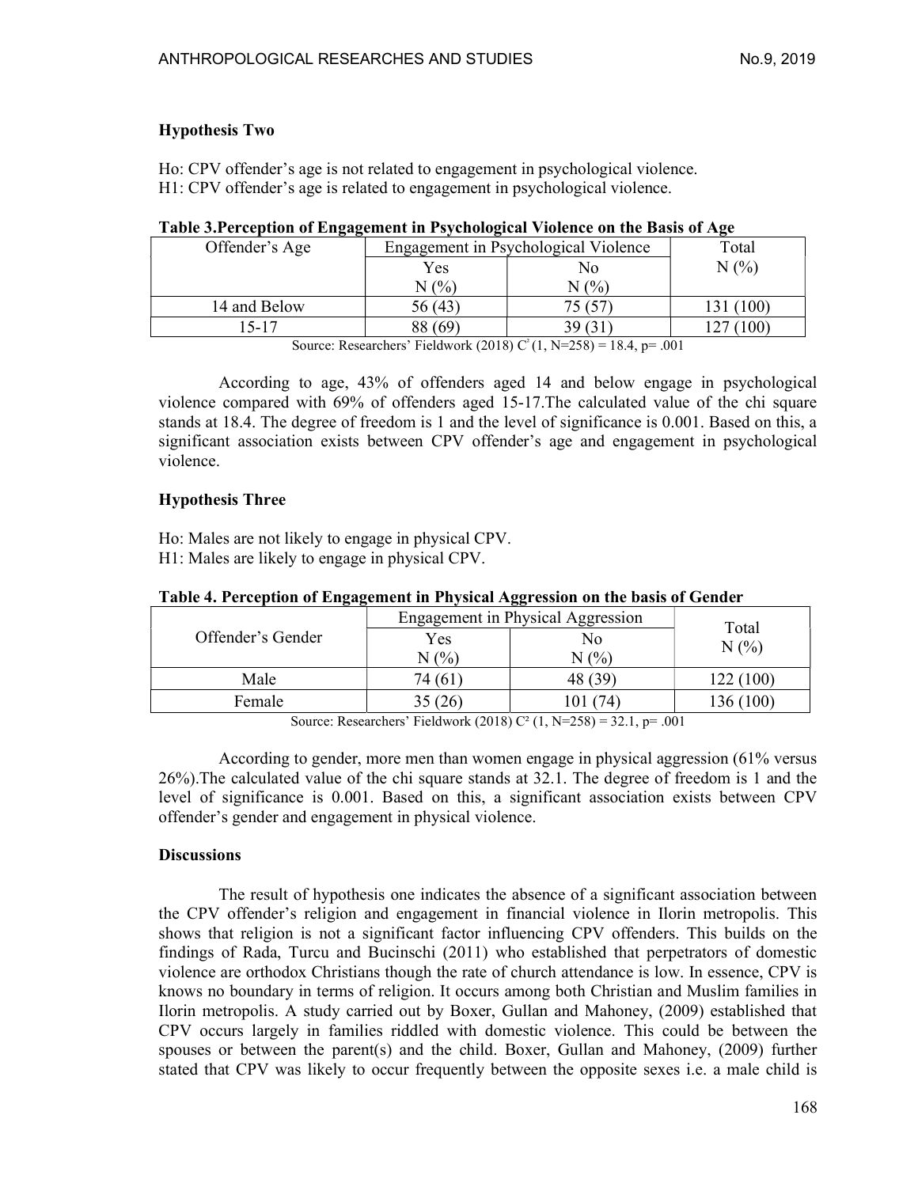### Hypothesis Two

Ho: CPV offender's age is not related to engagement in psychological violence.
H1: CPV offender's age is related to engagement in psychological violence.

**Table 3.Perception of Engagement in Psychological Violence on the Basis of Age**

| Offender's Age | Engagement in Psychological Violence | | Total N (%) |
|---|---|---|---|
| | Yes N (%) | No N (%) | |
| 14 and Below | 56 (43) | 75 (57) | 131 (100) |
| 15-17 | 88 (69) | 39 (31) | 127 (100) |

Source: Researchers' Fieldwork (2018) $C^2$ (1, N=258) = 18.4, p= .001

According to age, 43% of offenders aged 14 and below engage in psychological violence compared with 69% of offenders aged 15-17.The calculated value of the chi square stands at 18.4. The degree of freedom is 1 and the level of significance is 0.001. Based on this, a significant association exists between CPV offender's age and engagement in psychological violence.

### Hypothesis Three

Ho: Males are not likely to engage in physical CPV.
H1: Males are likely to engage in physical CPV.

**Table 4. Perception of Engagement in Physical Aggression on the basis of Gender**

| Offender's Gender | Engagement in Physical Aggression | | Total N (%) |
|---|---|---|---|
| | Yes N (%) | No N (%) | |
| Male | 74 (61) | 48 (39) | 122 (100) |
| Female | 35 (26) | 101 (74) | 136 (100) |

Source: Researchers' Fieldwork (2018) $C^2$ (1, N=258) = 32.1, p= .001

According to gender, more men than women engage in physical aggression (61% versus 26%).The calculated value of the chi square stands at 32.1. The degree of freedom is 1 and the level of significance is 0.001. Based on this, a significant association exists between CPV offender's gender and engagement in physical violence.

### Discussions

The result of hypothesis one indicates the absence of a significant association between the CPV offender's religion and engagement in financial violence in Ilorin metropolis. This shows that religion is not a significant factor influencing CPV offenders. This builds on the findings of Rada, Turcu and Bucinschi (2011) who established that perpetrators of domestic violence are orthodox Christians though the rate of church attendance is low. In essence, CPV is knows no boundary in terms of religion. It occurs among both Christian and Muslim families in Ilorin metropolis. A study carried out by Boxer, Gullan and Mahoney, (2009) established that CPV occurs largely in families riddled with domestic violence. This could be between the spouses or between the parent(s) and the child. Boxer, Gullan and Mahoney, (2009) further stated that CPV was likely to occur frequently between the opposite sexes i.e. a male child is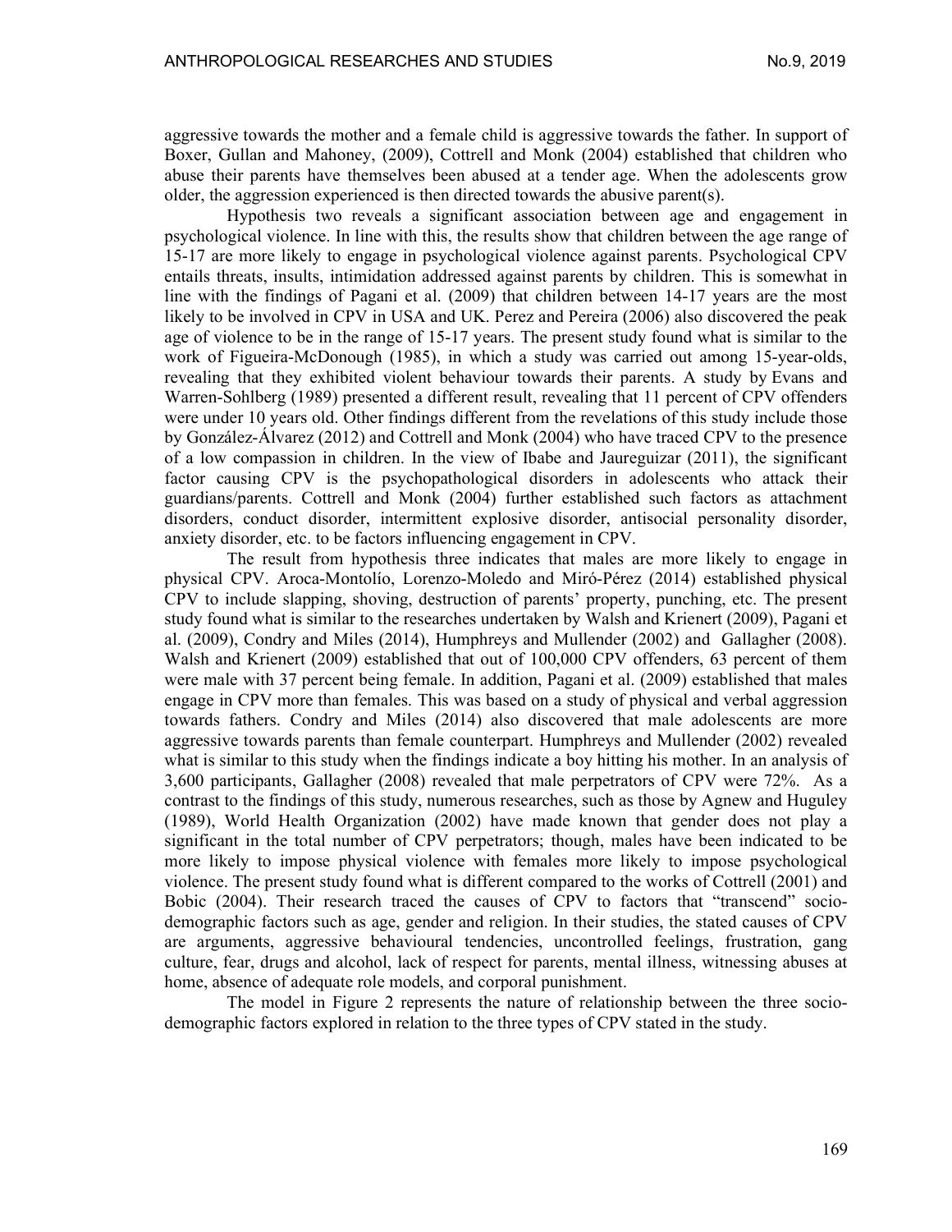aggressive towards the mother and a female child is aggressive towards the father. In support of Boxer, Gullan and Mahoney, (2009), Cottrell and Monk (2004) established that children who abuse their parents have themselves been abused at a tender age. When the adolescents grow older, the aggression experienced is then directed towards the abusive parent(s).

Hypothesis two reveals a significant association between age and engagement in psychological violence. In line with this, the results show that children between the age range of 15-17 are more likely to engage in psychological violence against parents. Psychological CPV entails threats, insults, intimidation addressed against parents by children. This is somewhat in line with the findings of Pagani et al. (2009) that children between 14-17 years are the most likely to be involved in CPV in USA and UK. Perez and Pereira (2006) also discovered the peak age of violence to be in the range of 15-17 years. The present study found what is similar to the work of Figueira-McDonough (1985), in which a study was carried out among 15-year-olds, revealing that they exhibited violent behaviour towards their parents. A study by Evans and Warren-Sohlberg (1989) presented a different result, revealing that 11 percent of CPV offenders were under 10 years old. Other findings different from the revelations of this study include those by González-Álvarez (2012) and Cottrell and Monk (2004) who have traced CPV to the presence of a low compassion in children. In the view of Ibabe and Jaureguizar (2011), the significant factor causing CPV is the psychopathological disorders in adolescents who attack their guardians/parents. Cottrell and Monk (2004) further established such factors as attachment disorders, conduct disorder, intermittent explosive disorder, antisocial personality disorder, anxiety disorder, etc. to be factors influencing engagement in CPV.

The result from hypothesis three indicates that males are more likely to engage in physical CPV. Aroca-Montolío, Lorenzo-Moledo and Miró-Pérez (2014) established physical CPV to include slapping, shoving, destruction of parents' property, punching, etc. The present study found what is similar to the researches undertaken by Walsh and Krienert (2009), Pagani et al. (2009), Condry and Miles (2014), Humphreys and Mullender (2002) and Gallagher (2008). Walsh and Krienert (2009) established that out of 100,000 CPV offenders, 63 percent of them were male with 37 percent being female. In addition, Pagani et al. (2009) established that males engage in CPV more than females. This was based on a study of physical and verbal aggression towards fathers. Condry and Miles (2014) also discovered that male adolescents are more aggressive towards parents than female counterpart. Humphreys and Mullender (2002) revealed what is similar to this study when the findings indicate a boy hitting his mother. In an analysis of 3,600 participants, Gallagher (2008) revealed that male perpetrators of CPV were 72%. As a contrast to the findings of this study, numerous researches, such as those by Agnew and Huguley (1989), World Health Organization (2002) have made known that gender does not play a significant in the total number of CPV perpetrators; though, males have been indicated to be more likely to impose physical violence with females more likely to impose psychological violence. The present study found what is different compared to the works of Cottrell (2001) and Bobic (2004). Their research traced the causes of CPV to factors that "transcend" socio-demographic factors such as age, gender and religion. In their studies, the stated causes of CPV are arguments, aggressive behavioural tendencies, uncontrolled feelings, frustration, gang culture, fear, drugs and alcohol, lack of respect for parents, mental illness, witnessing abuses at home, absence of adequate role models, and corporal punishment.

The model in Figure 2 represents the nature of relationship between the three socio-demographic factors explored in relation to the three types of CPV stated in the study.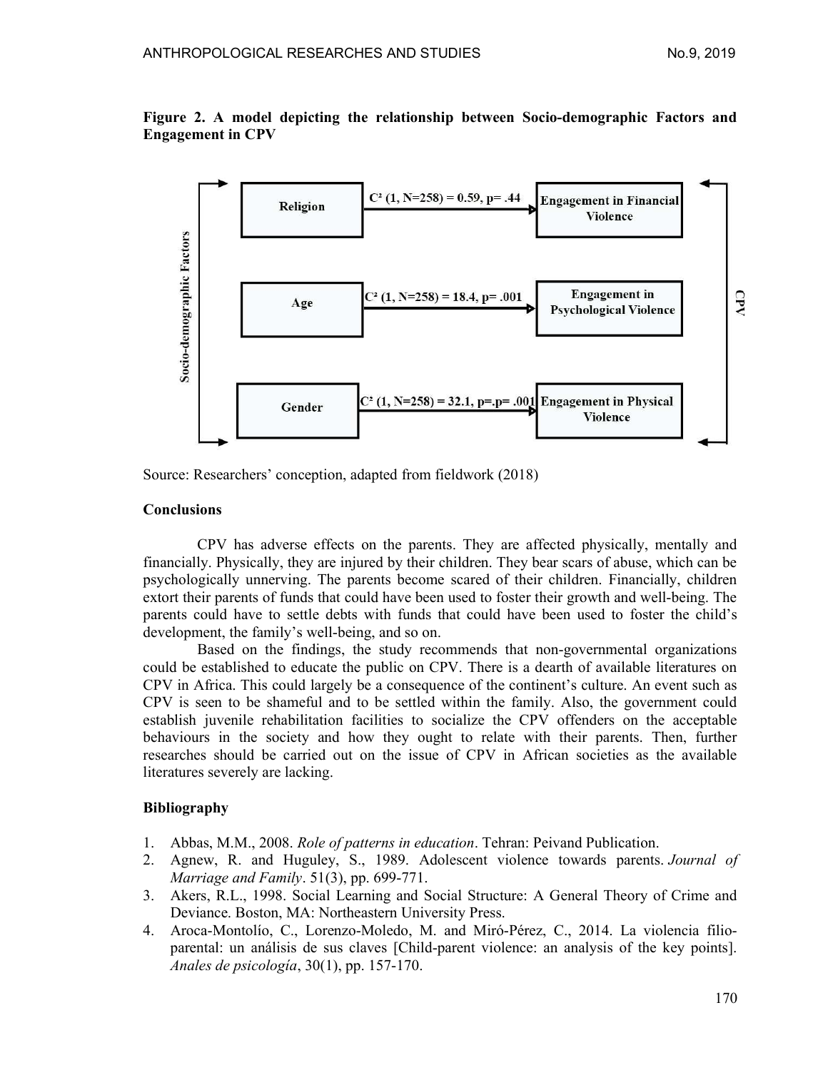**Figure 2. A model depicting the relationship between Socio-demographic Factors and Engagement in CPV**

| Socio-demographic Factors | | CPV |
|---|---|---|
| Religion | $C^2$ (1, N=258) = 0.59, p= .44 | Engagement in Financial Violence |
| Age | $C^2$ (1, N=258) = 18.4, p= .001 | Engagement in Psychological Violence |
| Gender | $C^2$ (1, N=258) = 32.1, p=.p= .001 | Engagement in Physical Violence |

Source: Researchers' conception, adapted from fieldwork (2018)

## Conclusions

CPV has adverse effects on the parents. They are affected physically, mentally and financially. Physically, they are injured by their children. They bear scars of abuse, which can be psychologically unnerving. The parents become scared of their children. Financially, children extort their parents of funds that could have been used to foster their growth and well-being. The parents could have to settle debts with funds that could have been used to foster the child's development, the family's well-being, and so on.

Based on the findings, the study recommends that non-governmental organizations could be established to educate the public on CPV. There is a dearth of available literatures on CPV in Africa. This could largely be a consequence of the continent's culture. An event such as CPV is seen to be shameful and to be settled within the family. Also, the government could establish juvenile rehabilitation facilities to socialize the CPV offenders on the acceptable behaviours in the society and how they ought to relate with their parents. Then, further researches should be carried out on the issue of CPV in African societies as the available literatures severely are lacking.

## Bibliography

1. Abbas, M.M., 2008. *Role of patterns in education*. Tehran: Peivand Publication.
2. Agnew, R. and Huguley, S., 1989. Adolescent violence towards parents. *Journal of Marriage and Family*. 51(3), pp. 699-771.
3. Akers, R.L., 1998. Social Learning and Social Structure: A General Theory of Crime and Deviance. Boston, MA: Northeastern University Press.
4. Aroca-Montolío, C., Lorenzo-Moledo, M. and Miró-Pérez, C., 2014. La violencia filio-parental: un análisis de sus claves [Child-parent violence: an analysis of the key points]. *Anales de psicología*, 30(1), pp. 157-170.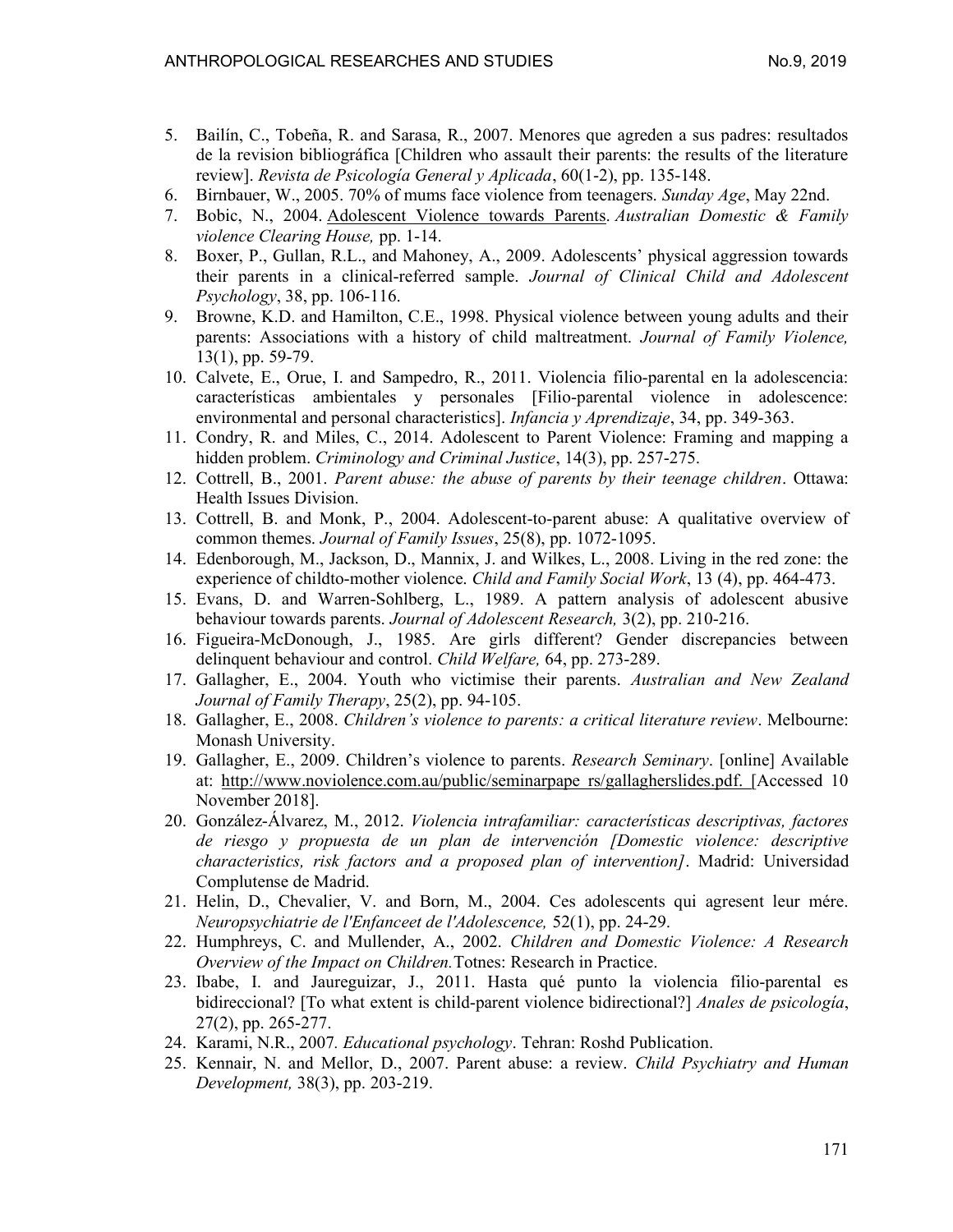5. Bailín, C., Tobeña, R. and Sarasa, R., 2007. Menores que agreden a sus padres: resultados de la revision bibliográfica [Children who assault their parents: the results of the literature review]. *Revista de Psicología General y Aplicada*, 60(1-2), pp. 135-148.
6. Birnbauer, W., 2005. 70% of mums face violence from teenagers. *Sunday Age*, May 22nd.
7. Bobic, N., 2004. Adolescent Violence towards Parents. *Australian Domestic & Family violence Clearing House,* pp. 1-14.
8. Boxer, P., Gullan, R.L., and Mahoney, A., 2009. Adolescents' physical aggression towards their parents in a clinical-referred sample. *Journal of Clinical Child and Adolescent Psychology*, 38, pp. 106-116.
9. Browne, K.D. and Hamilton, C.E., 1998. Physical violence between young adults and their parents: Associations with a history of child maltreatment. *Journal of Family Violence,* 13(1), pp. 59-79.
10. Calvete, E., Orue, I. and Sampedro, R., 2011. Violencia filio-parental en la adolescencia: características ambientales y personales [Filio-parental violence in adolescence: environmental and personal characteristics]. *Infancia y Aprendizaje*, 34, pp. 349-363.
11. Condry, R. and Miles, C., 2014. Adolescent to Parent Violence: Framing and mapping a hidden problem. *Criminology and Criminal Justice*, 14(3), pp. 257-275.
12. Cottrell, B., 2001. *Parent abuse: the abuse of parents by their teenage children*. Ottawa: Health Issues Division.
13. Cottrell, B. and Monk, P., 2004. Adolescent-to-parent abuse: A qualitative overview of common themes. *Journal of Family Issues*, 25(8), pp. 1072-1095.
14. Edenborough, M., Jackson, D., Mannix, J. and Wilkes, L., 2008. Living in the red zone: the experience of childto-mother violence. *Child and Family Social Work*, 13 (4), pp. 464-473.
15. Evans, D. and Warren-Sohlberg, L., 1989. A pattern analysis of adolescent abusive behaviour towards parents. *Journal of Adolescent Research,* 3(2), pp. 210-216.
16. Figueira-McDonough, J., 1985. Are girls different? Gender discrepancies between delinquent behaviour and control. *Child Welfare,* 64, pp. 273-289.
17. Gallagher, E., 2004. Youth who victimise their parents. *Australian and New Zealand Journal of Family Therapy*, 25(2), pp. 94-105.
18. Gallagher, E., 2008. *Children's violence to parents: a critical literature review*. Melbourne: Monash University.
19. Gallagher, E., 2009. Children's violence to parents. *Research Seminary*. [online] Available at: http://www.noviolence.com.au/public/seminarpape rs/gallagherslides.pdf. [Accessed 10 November 2018].
20. González-Álvarez, M., 2012. *Violencia intrafamiliar: características descriptivas, factores de riesgo y propuesta de un plan de intervención [Domestic violence: descriptive characteristics, risk factors and a proposed plan of intervention]*. Madrid: Universidad Complutense de Madrid.
21. Helin, D., Chevalier, V. and Born, M., 2004. Ces adolescents qui agresent leur mére. *Neuropsychiatrie de l'Enfanceet de l'Adolescence,* 52(1), pp. 24-29.
22. Humphreys, C. and Mullender, A., 2002. *Children and Domestic Violence: A Research Overview of the Impact on Children.*Totnes: Research in Practice.
23. Ibabe, I. and Jaureguizar, J., 2011. Hasta qué punto la violencia filio-parental es bidireccional? [To what extent is child-parent violence bidirectional?] *Anales de psicología*, 27(2), pp. 265-277.
24. Karami, N.R., 2007. *Educational psychology*. Tehran: Roshd Publication.
25. Kennair, N. and Mellor, D., 2007. Parent abuse: a review. *Child Psychiatry and Human Development,* 38(3), pp. 203-219.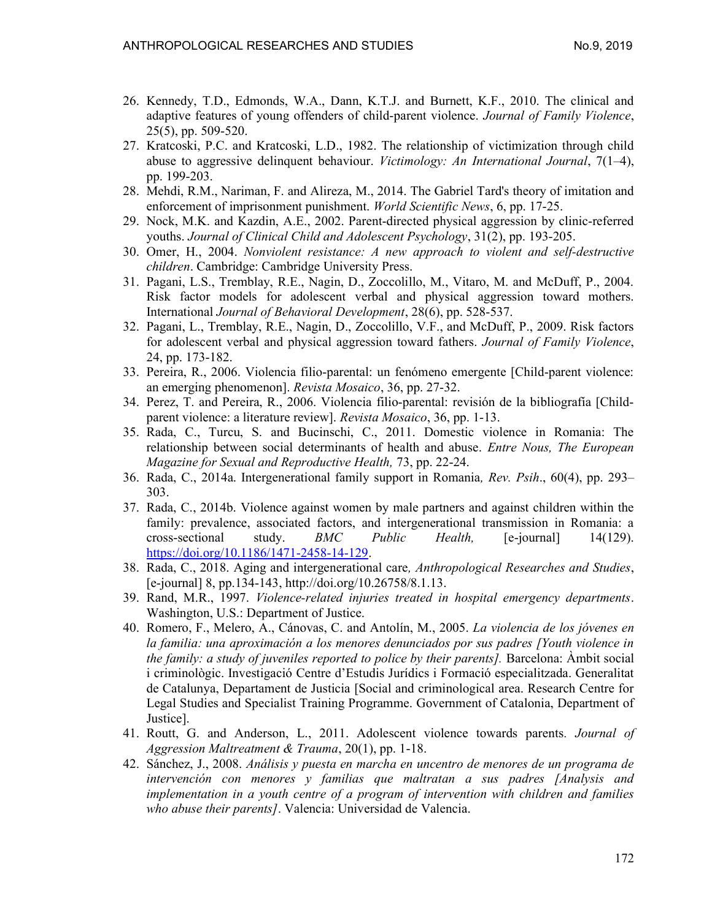26. Kennedy, T.D., Edmonds, W.A., Dann, K.T.J. and Burnett, K.F., 2010. The clinical and adaptive features of young offenders of child-parent violence. *Journal of Family Violence*, 25(5), pp. 509-520.
27. Kratcoski, P.C. and Kratcoski, L.D., 1982. The relationship of victimization through child abuse to aggressive delinquent behaviour. *Victimology: An International Journal*, 7(1–4), pp. 199-203.
28. Mehdi, R.M., Nariman, F. and Alireza, M., 2014. The Gabriel Tard's theory of imitation and enforcement of imprisonment punishment. *World Scientific News*, 6, pp. 17-25.
29. Nock, M.K. and Kazdin, A.E., 2002. Parent-directed physical aggression by clinic-referred youths. *Journal of Clinical Child and Adolescent Psychology*, 31(2), pp. 193-205.
30. Omer, H., 2004. *Nonviolent resistance: A new approach to violent and self-destructive children*. Cambridge: Cambridge University Press.
31. Pagani, L.S., Tremblay, R.E., Nagin, D., Zoccolillo, M., Vitaro, M. and McDuff, P., 2004. Risk factor models for adolescent verbal and physical aggression toward mothers. International *Journal of Behavioral Development*, 28(6), pp. 528-537.
32. Pagani, L., Tremblay, R.E., Nagin, D., Zoccolillo, V.F., and McDuff, P., 2009. Risk factors for adolescent verbal and physical aggression toward fathers. *Journal of Family Violence*, 24, pp. 173-182.
33. Pereira, R., 2006. Violencia filio-parental: un fenómeno emergente [Child-parent violence: an emerging phenomenon]. *Revista Mosaico*, 36, pp. 27-32.
34. Perez, T. and Pereira, R., 2006. Violencia filio-parental: revisión de la bibliografía [Child-parent violence: a literature review]. *Revista Mosaico*, 36, pp. 1-13.
35. Rada, C., Turcu, S. and Bucinschi, C., 2011. Domestic violence in Romania: The relationship between social determinants of health and abuse. *Entre Nous, The European Magazine for Sexual and Reproductive Health,* 73, pp. 22-24.
36. Rada, C., 2014a. Intergenerational family support in Romania*, Rev. Psih*., 60(4), pp. 293–303.
37. Rada, C., 2014b. Violence against women by male partners and against children within the family: prevalence, associated factors, and intergenerational transmission in Romania: a cross-sectional study. *BMC Public Health,* [e-journal] 14(129). https://doi.org/10.1186/1471-2458-14-129.
38. Rada, C., 2018. Aging and intergenerational care*, Anthropological Researches and Studies*, [e-journal] 8, pp.134-143, http://doi.org/10.26758/8.1.13.
39. Rand, M.R., 1997. *Violence-related injuries treated in hospital emergency departments*. Washington, U.S.: Department of Justice.
40. Romero, F., Melero, A., Cánovas, C. and Antolín, M., 2005. *La violencia de los jóvenes en la familia: una aproximación a los menores denunciados por sus padres [Youth violence in the family: a study of juveniles reported to police by their parents].* Barcelona: Àmbit social i criminològic. Investigació Centre d'Estudis Jurídics i Formació especialitzada. Generalitat de Catalunya, Departament de Justicia [Social and criminological area. Research Centre for Legal Studies and Specialist Training Programme. Government of Catalonia, Department of Justice].
41. Routt, G. and Anderson, L., 2011. Adolescent violence towards parents. *Journal of Aggression Maltreatment & Trauma*, 20(1), pp. 1-18.
42. Sánchez, J., 2008. *Análisis y puesta en marcha en uncentro de menores de un programa de intervención con menores y familias que maltratan a sus padres [Analysis and implementation in a youth centre of a program of intervention with children and families who abuse their parents]*. Valencia: Universidad de Valencia.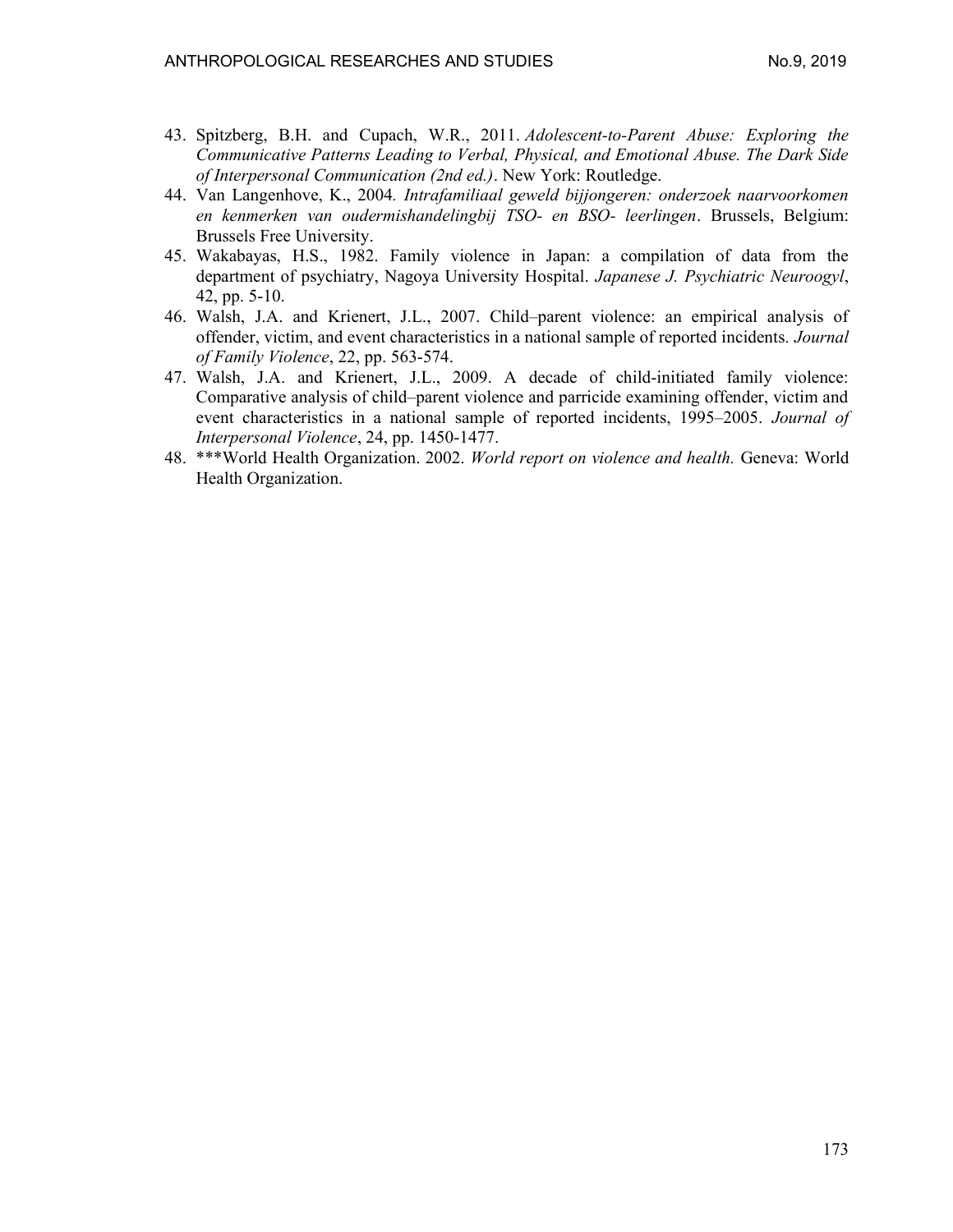43. Spitzberg, B.H. and Cupach, W.R., 2011. *Adolescent-to-Parent Abuse: Exploring the Communicative Patterns Leading to Verbal, Physical, and Emotional Abuse. The Dark Side of Interpersonal Communication (2nd ed.)*. New York: Routledge.
44. Van Langenhove, K., 2004. *Intrafamiliaal geweld bijjongeren: onderzoek naarvoorkomen en kenmerken van oudermishandelingbij TSO- en BSO- leerlingen*. Brussels, Belgium: Brussels Free University.
45. Wakabayas, H.S., 1982. Family violence in Japan: a compilation of data from the department of psychiatry, Nagoya University Hospital. *Japanese J. Psychiatric Neuroogyl*, 42, pp. 5-10.
46. Walsh, J.A. and Krienert, J.L., 2007. Child–parent violence: an empirical analysis of offender, victim, and event characteristics in a national sample of reported incidents. *Journal of Family Violence*, 22, pp. 563-574.
47. Walsh, J.A. and Krienert, J.L., 2009. A decade of child-initiated family violence: Comparative analysis of child–parent violence and parricide examining offender, victim and event characteristics in a national sample of reported incidents, 1995–2005. *Journal of Interpersonal Violence*, 24, pp. 1450-1477.
48. ***World Health Organization. 2002. *World report on violence and health.* Geneva: World Health Organization.